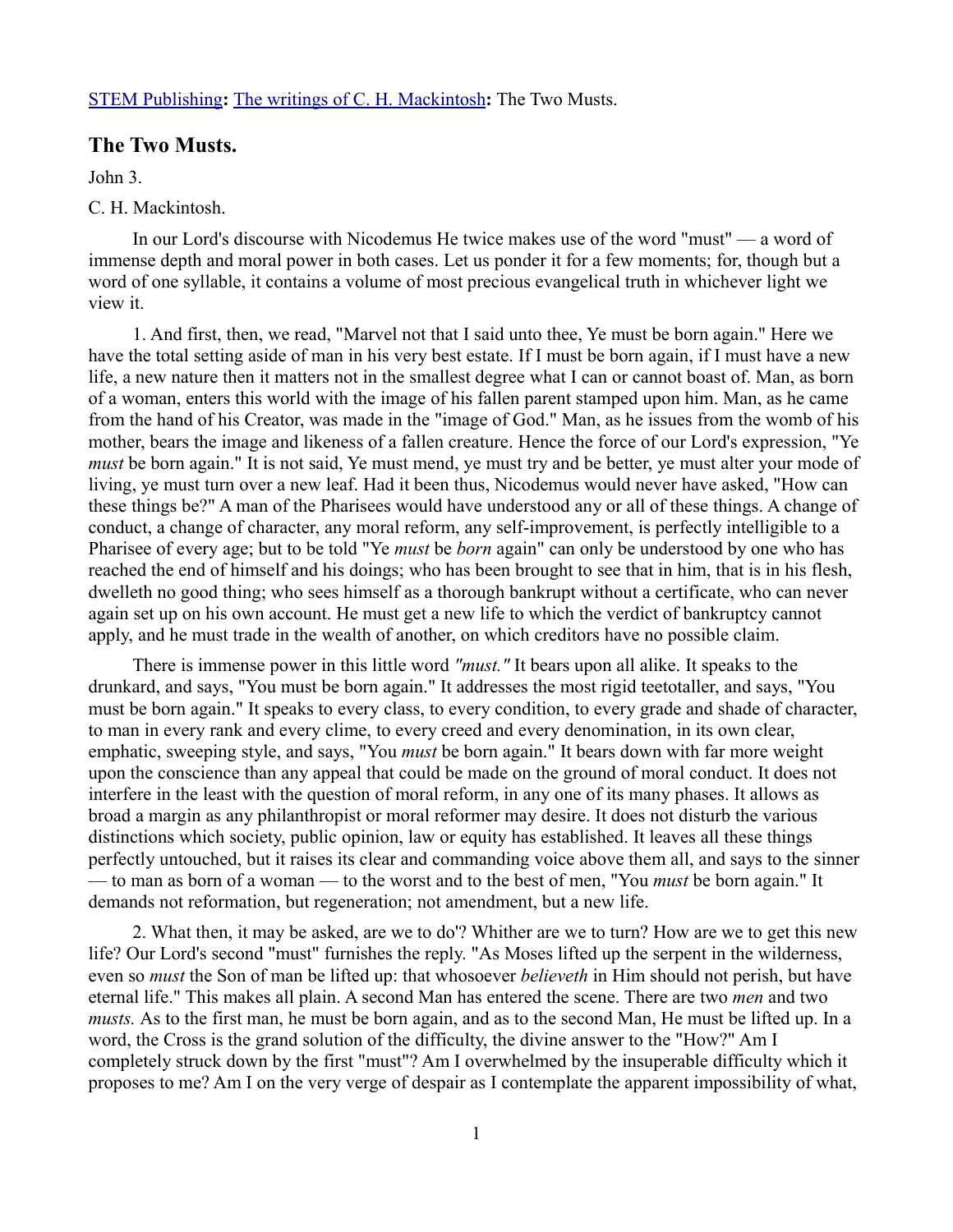[STEM Publishing](#): [The writings of C. H. Mackintosh](#): The Two Musts.

## The Two Musts.

John 3.

C. H. Mackintosh.

In our Lord's discourse with Nicodemus He twice makes use of the word "must" — a word of immense depth and moral power in both cases. Let us ponder it for a few moments; for, though but a word of one syllable, it contains a volume of most precious evangelical truth in whichever light we view it.

1. And first, then, we read, "Marvel not that I said unto thee, Ye must be born again." Here we have the total setting aside of man in his very best estate. If I must be born again, if I must have a new life, a new nature then it matters not in the smallest degree what I can or cannot boast of. Man, as born of a woman, enters this world with the image of his fallen parent stamped upon him. Man, as he came from the hand of his Creator, was made in the "image of God." Man, as he issues from the womb of his mother, bears the image and likeness of a fallen creature. Hence the force of our Lord's expression, "Ye *must* be born again." It is not said, Ye must mend, ye must try and be better, ye must alter your mode of living, ye must turn over a new leaf. Had it been thus, Nicodemus would never have asked, "How can these things be?" A man of the Pharisees would have understood any or all of these things. A change of conduct, a change of character, any moral reform, any self-improvement, is perfectly intelligible to a Pharisee of every age; but to be told "Ye *must* be *born* again" can only be understood by one who has reached the end of himself and his doings; who has been brought to see that in him, that is in his flesh, dwelleth no good thing; who sees himself as a thorough bankrupt without a certificate, who can never again set up on his own account. He must get a new life to which the verdict of bankruptcy cannot apply, and he must trade in the wealth of another, on which creditors have no possible claim.

There is immense power in this little word *"must."* It bears upon all alike. It speaks to the drunkard, and says, "You must be born again." It addresses the most rigid teetotaller, and says, "You must be born again." It speaks to every class, to every condition, to every grade and shade of character, to man in every rank and every clime, to every creed and every denomination, in its own clear, emphatic, sweeping style, and says, "You *must* be born again." It bears down with far more weight upon the conscience than any appeal that could be made on the ground of moral conduct. It does not interfere in the least with the question of moral reform, in any one of its many phases. It allows as broad a margin as any philanthropist or moral reformer may desire. It does not disturb the various distinctions which society, public opinion, law or equity has established. It leaves all these things perfectly untouched, but it raises its clear and commanding voice above them all, and says to the sinner — to man as born of a woman — to the worst and to the best of men, "You *must* be born again." It demands not reformation, but regeneration; not amendment, but a new life.

2. What then, it may be asked, are we to do'? Whither are we to turn? How are we to get this new life? Our Lord's second "must" furnishes the reply. "As Moses lifted up the serpent in the wilderness, even so *must* the Son of man be lifted up: that whosoever *believeth* in Him should not perish, but have eternal life." This makes all plain. A second Man has entered the scene. There are two *men* and two *musts.* As to the first man, he must be born again, and as to the second Man, He must be lifted up. In a word, the Cross is the grand solution of the difficulty, the divine answer to the "How?" Am I completely struck down by the first "must"? Am I overwhelmed by the insuperable difficulty which it proposes to me? Am I on the very verge of despair as I contemplate the apparent impossibility of what,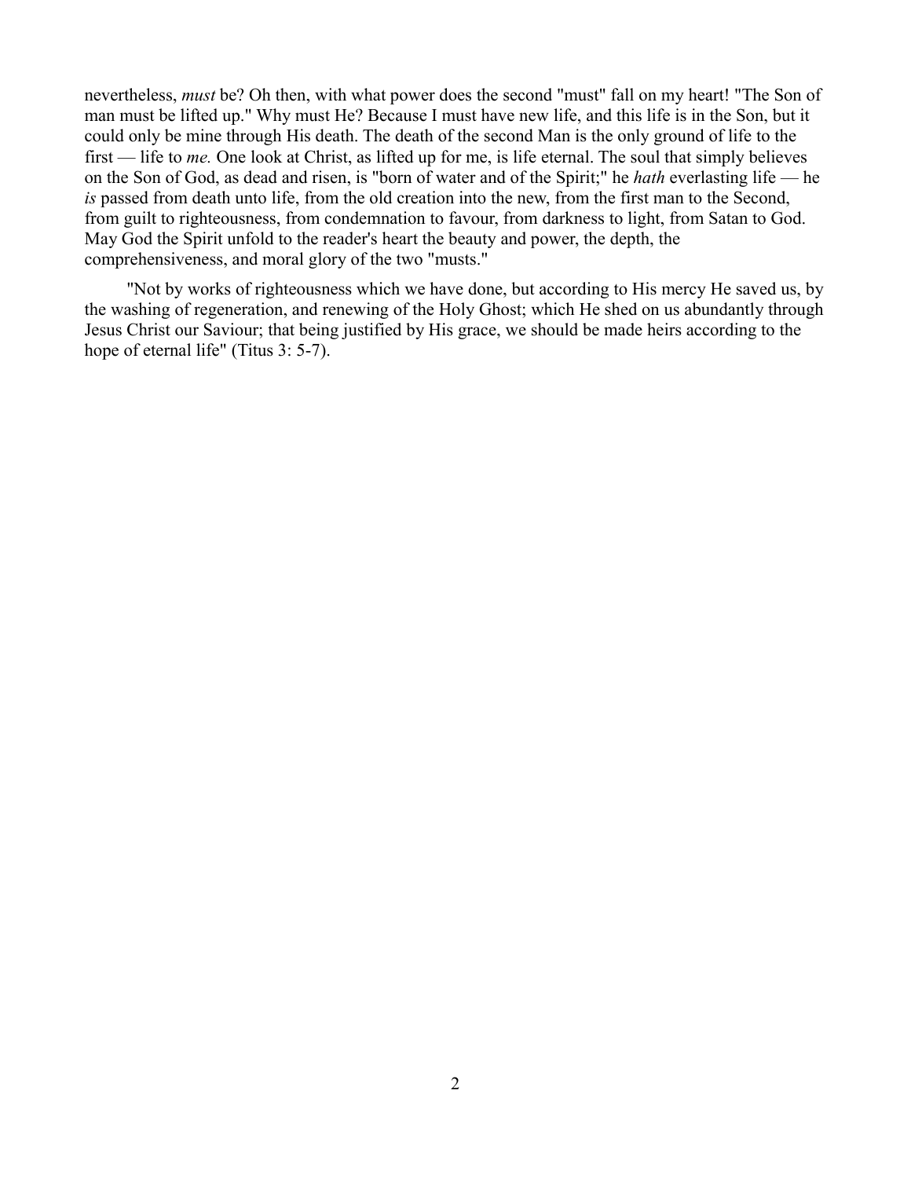nevertheless, *must* be? Oh then, with what power does the second "must" fall on my heart! "The Son of man must be lifted up." Why must He? Because I must have new life, and this life is in the Son, but it could only be mine through His death. The death of the second Man is the only ground of life to the first — life to *me.* One look at Christ, as lifted up for me, is life eternal. The soul that simply believes on the Son of God, as dead and risen, is "born of water and of the Spirit;" he *hath* everlasting life — he *is* passed from death unto life, from the old creation into the new, from the first man to the Second, from guilt to righteousness, from condemnation to favour, from darkness to light, from Satan to God. May God the Spirit unfold to the reader's heart the beauty and power, the depth, the comprehensiveness, and moral glory of the two "musts."

"Not by works of righteousness which we have done, but according to His mercy He saved us, by the washing of regeneration, and renewing of the Holy Ghost; which He shed on us abundantly through Jesus Christ our Saviour; that being justified by His grace, we should be made heirs according to the hope of eternal life" (Titus 3: 5-7).